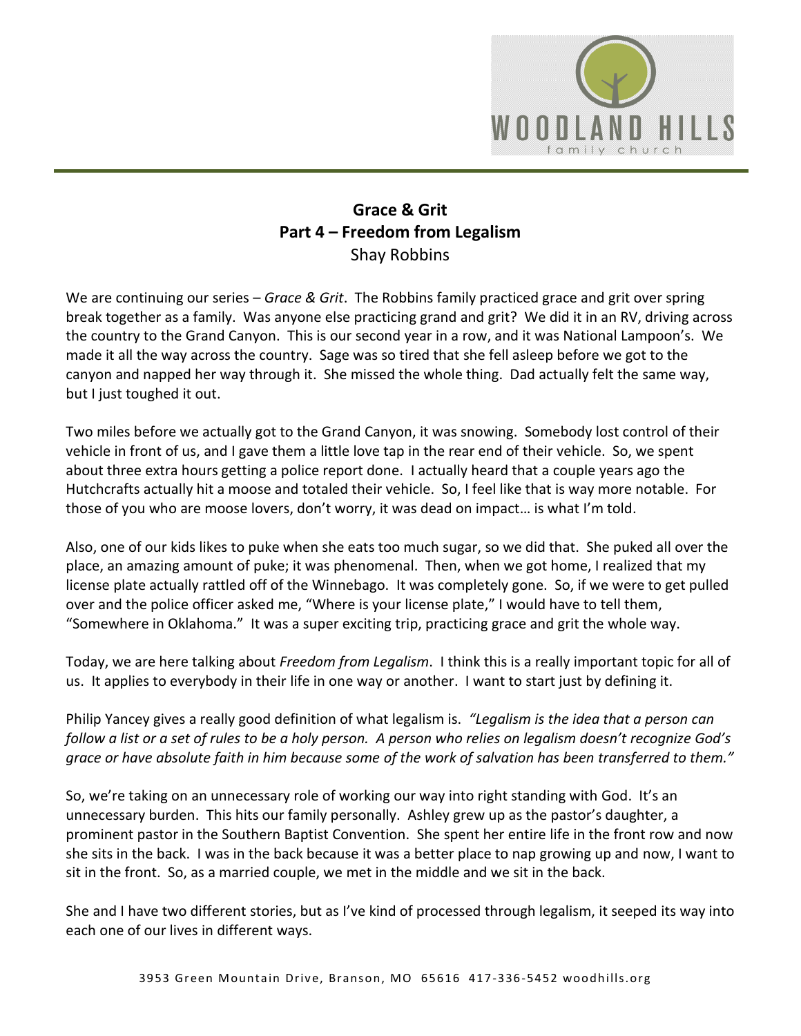# Grace & Grit
## Part 4 – Freedom from Legalism
Shay Robbins

We are continuing our series – *Grace & Grit*. The Robbins family practiced grace and grit over spring break together as a family. Was anyone else practicing grand and grit? We did it in an RV, driving across the country to the Grand Canyon. This is our second year in a row, and it was National Lampoon's. We made it all the way across the country. Sage was so tired that she fell asleep before we got to the canyon and napped her way through it. She missed the whole thing. Dad actually felt the same way, but I just toughed it out.

Two miles before we actually got to the Grand Canyon, it was snowing. Somebody lost control of their vehicle in front of us, and I gave them a little love tap in the rear end of their vehicle. So, we spent about three extra hours getting a police report done. I actually heard that a couple years ago the Hutchcrafts actually hit a moose and totaled their vehicle. So, I feel like that is way more notable. For those of you who are moose lovers, don't worry, it was dead on impact… is what I'm told.

Also, one of our kids likes to puke when she eats too much sugar, so we did that. She puked all over the place, an amazing amount of puke; it was phenomenal. Then, when we got home, I realized that my license plate actually rattled off of the Winnebago. It was completely gone. So, if we were to get pulled over and the police officer asked me, "Where is your license plate," I would have to tell them, "Somewhere in Oklahoma." It was a super exciting trip, practicing grace and grit the whole way.

Today, we are here talking about *Freedom from Legalism*. I think this is a really important topic for all of us. It applies to everybody in their life in one way or another. I want to start just by defining it.

Philip Yancey gives a really good definition of what legalism is. *"Legalism is the idea that a person can follow a list or a set of rules to be a holy person. A person who relies on legalism doesn't recognize God's grace or have absolute faith in him because some of the work of salvation has been transferred to them."*

So, we're taking on an unnecessary role of working our way into right standing with God. It's an unnecessary burden. This hits our family personally. Ashley grew up as the pastor's daughter, a prominent pastor in the Southern Baptist Convention. She spent her entire life in the front row and now she sits in the back. I was in the back because it was a better place to nap growing up and now, I want to sit in the front. So, as a married couple, we met in the middle and we sit in the back.

She and I have two different stories, but as I've kind of processed through legalism, it seeped its way into each one of our lives in different ways.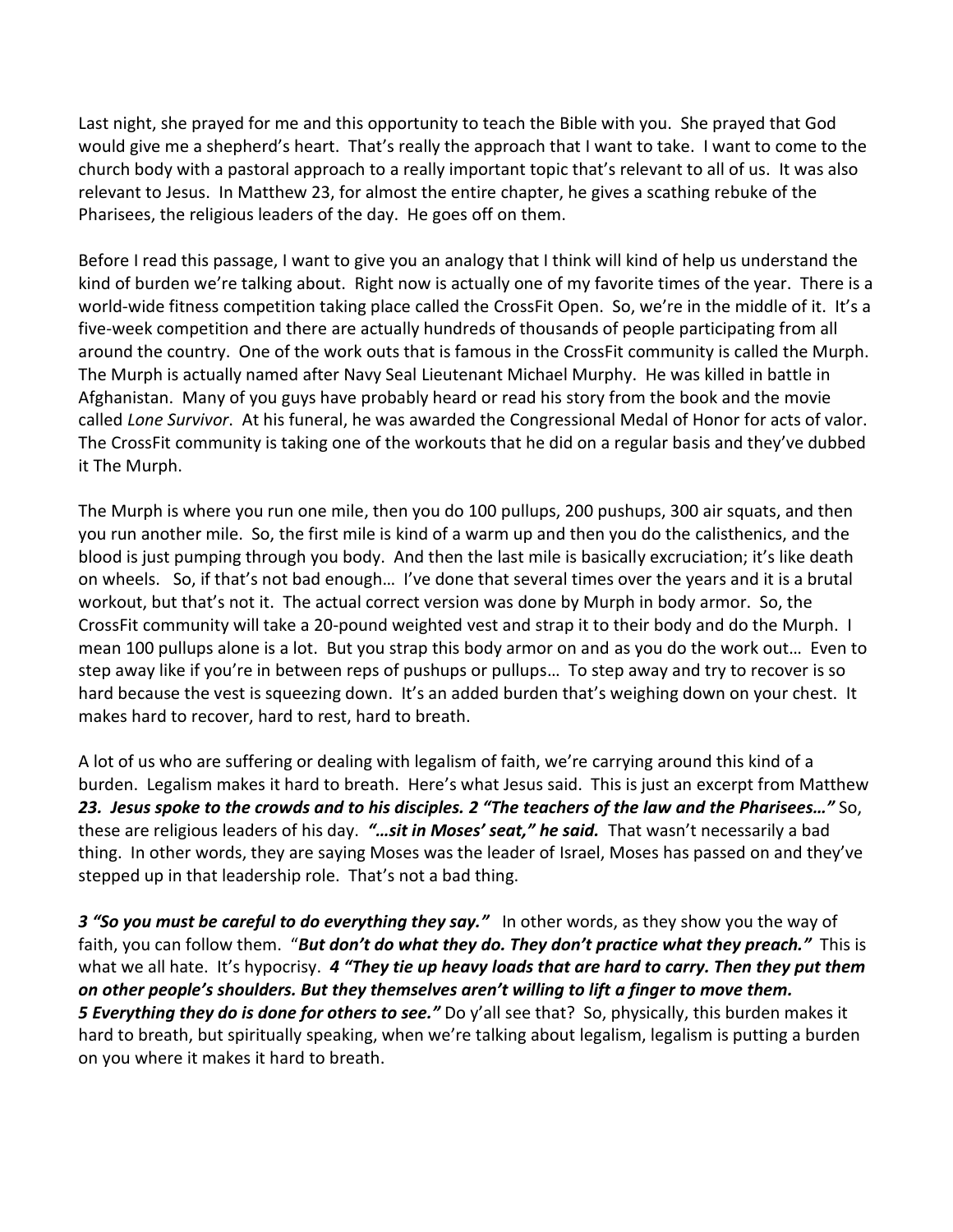Last night, she prayed for me and this opportunity to teach the Bible with you. She prayed that God would give me a shepherd's heart. That's really the approach that I want to take. I want to come to the church body with a pastoral approach to a really important topic that's relevant to all of us. It was also relevant to Jesus. In Matthew 23, for almost the entire chapter, he gives a scathing rebuke of the Pharisees, the religious leaders of the day. He goes off on them.

Before I read this passage, I want to give you an analogy that I think will kind of help us understand the kind of burden we're talking about. Right now is actually one of my favorite times of the year. There is a world-wide fitness competition taking place called the CrossFit Open. So, we're in the middle of it. It's a five-week competition and there are actually hundreds of thousands of people participating from all around the country. One of the work outs that is famous in the CrossFit community is called the Murph. The Murph is actually named after Navy Seal Lieutenant Michael Murphy. He was killed in battle in Afghanistan. Many of you guys have probably heard or read his story from the book and the movie called *Lone Survivor*. At his funeral, he was awarded the Congressional Medal of Honor for acts of valor. The CrossFit community is taking one of the workouts that he did on a regular basis and they've dubbed it The Murph.

The Murph is where you run one mile, then you do 100 pullups, 200 pushups, 300 air squats, and then you run another mile. So, the first mile is kind of a warm up and then you do the calisthenics, and the blood is just pumping through you body. And then the last mile is basically excruciation; it's like death on wheels. So, if that's not bad enough… I've done that several times over the years and it is a brutal workout, but that's not it. The actual correct version was done by Murph in body armor. So, the CrossFit community will take a 20-pound weighted vest and strap it to their body and do the Murph. I mean 100 pullups alone is a lot. But you strap this body armor on and as you do the work out… Even to step away like if you're in between reps of pushups or pullups… To step away and try to recover is so hard because the vest is squeezing down. It's an added burden that's weighing down on your chest. It makes hard to recover, hard to rest, hard to breath.

A lot of us who are suffering or dealing with legalism of faith, we're carrying around this kind of a burden. Legalism makes it hard to breath. Here's what Jesus said. This is just an excerpt from Matthew ***23. Jesus spoke to the crowds and to his disciples. 2 "The teachers of the law and the Pharisees…"*** So, these are religious leaders of his day. ***"…sit in Moses' seat," he said.*** That wasn't necessarily a bad thing. In other words, they are saying Moses was the leader of Israel, Moses has passed on and they've stepped up in that leadership role. That's not a bad thing.

***3 "So you must be careful to do everything they say."*** In other words, as they show you the way of faith, you can follow them. "***But don't do what they do. They don't practice what they preach."*** This is what we all hate. It's hypocrisy. ***4 "They tie up heavy loads that are hard to carry. Then they put them on other people's shoulders. But they themselves aren't willing to lift a finger to move them. 5 Everything they do is done for others to see."*** Do y'all see that? So, physically, this burden makes it hard to breath, but spiritually speaking, when we're talking about legalism, legalism is putting a burden on you where it makes it hard to breath.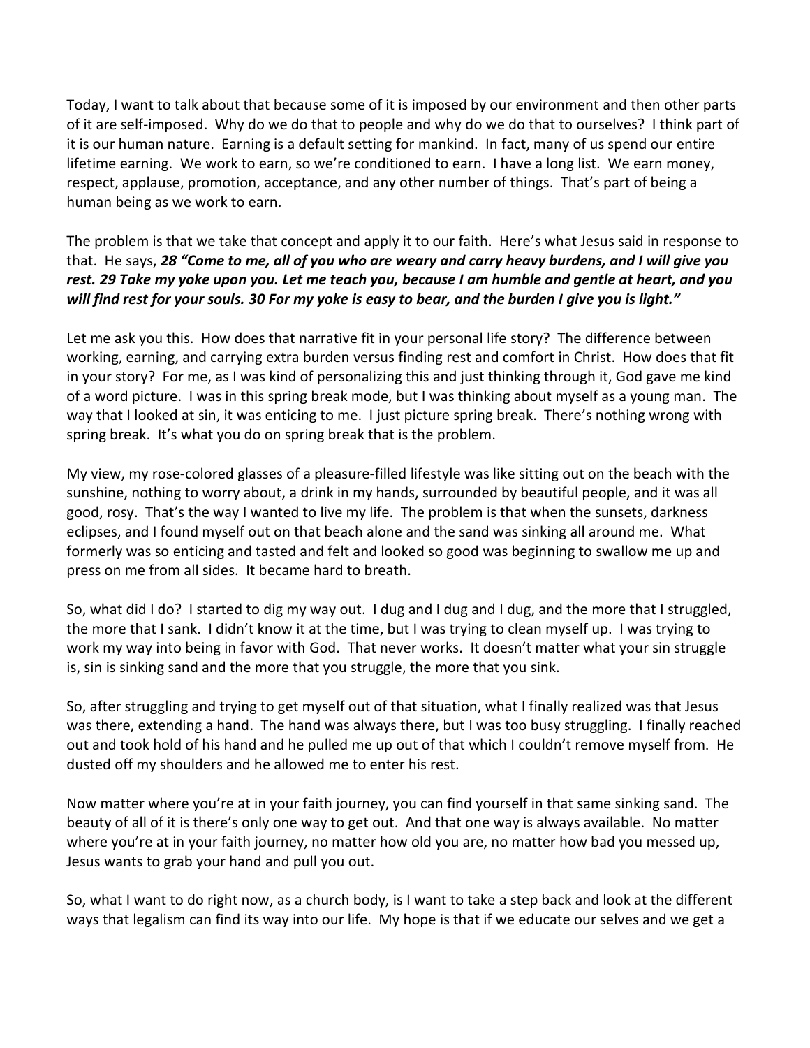Today, I want to talk about that because some of it is imposed by our environment and then other parts of it are self-imposed. Why do we do that to people and why do we do that to ourselves? I think part of it is our human nature. Earning is a default setting for mankind. In fact, many of us spend our entire lifetime earning. We work to earn, so we're conditioned to earn. I have a long list. We earn money, respect, applause, promotion, acceptance, and any other number of things. That's part of being a human being as we work to earn.

The problem is that we take that concept and apply it to our faith. Here's what Jesus said in response to that. He says, ***28 "Come to me, all of you who are weary and carry heavy burdens, and I will give you rest. 29 Take my yoke upon you. Let me teach you, because I am humble and gentle at heart, and you will find rest for your souls. 30 For my yoke is easy to bear, and the burden I give you is light."***

Let me ask you this. How does that narrative fit in your personal life story? The difference between working, earning, and carrying extra burden versus finding rest and comfort in Christ. How does that fit in your story? For me, as I was kind of personalizing this and just thinking through it, God gave me kind of a word picture. I was in this spring break mode, but I was thinking about myself as a young man. The way that I looked at sin, it was enticing to me. I just picture spring break. There's nothing wrong with spring break. It's what you do on spring break that is the problem.

My view, my rose-colored glasses of a pleasure-filled lifestyle was like sitting out on the beach with the sunshine, nothing to worry about, a drink in my hands, surrounded by beautiful people, and it was all good, rosy. That's the way I wanted to live my life. The problem is that when the sunsets, darkness eclipses, and I found myself out on that beach alone and the sand was sinking all around me. What formerly was so enticing and tasted and felt and looked so good was beginning to swallow me up and press on me from all sides. It became hard to breath.

So, what did I do? I started to dig my way out. I dug and I dug and I dug, and the more that I struggled, the more that I sank. I didn't know it at the time, but I was trying to clean myself up. I was trying to work my way into being in favor with God. That never works. It doesn't matter what your sin struggle is, sin is sinking sand and the more that you struggle, the more that you sink.

So, after struggling and trying to get myself out of that situation, what I finally realized was that Jesus was there, extending a hand. The hand was always there, but I was too busy struggling. I finally reached out and took hold of his hand and he pulled me up out of that which I couldn't remove myself from. He dusted off my shoulders and he allowed me to enter his rest.

Now matter where you're at in your faith journey, you can find yourself in that same sinking sand. The beauty of all of it is there's only one way to get out. And that one way is always available. No matter where you're at in your faith journey, no matter how old you are, no matter how bad you messed up, Jesus wants to grab your hand and pull you out.

So, what I want to do right now, as a church body, is I want to take a step back and look at the different ways that legalism can find its way into our life. My hope is that if we educate our selves and we get a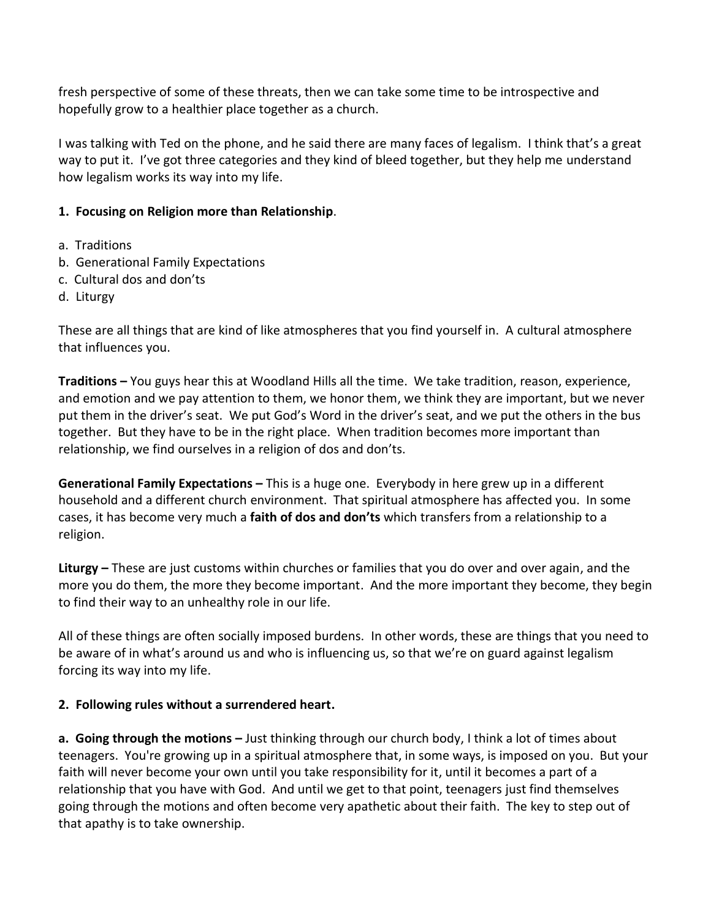fresh perspective of some of these threats, then we can take some time to be introspective and hopefully grow to a healthier place together as a church.

I was talking with Ted on the phone, and he said there are many faces of legalism. I think that's a great way to put it. I've got three categories and they kind of bleed together, but they help me understand how legalism works its way into my life.

**1. Focusing on Religion more than Relationship**.

a. Traditions
b. Generational Family Expectations
c. Cultural dos and don'ts
d. Liturgy

These are all things that are kind of like atmospheres that you find yourself in. A cultural atmosphere that influences you.

**Traditions –** You guys hear this at Woodland Hills all the time. We take tradition, reason, experience, and emotion and we pay attention to them, we honor them, we think they are important, but we never put them in the driver's seat. We put God's Word in the driver's seat, and we put the others in the bus together. But they have to be in the right place. When tradition becomes more important than relationship, we find ourselves in a religion of dos and don'ts.

**Generational Family Expectations –** This is a huge one. Everybody in here grew up in a different household and a different church environment. That spiritual atmosphere has affected you. In some cases, it has become very much a **faith of dos and don'ts** which transfers from a relationship to a religion.

**Liturgy –** These are just customs within churches or families that you do over and over again, and the more you do them, the more they become important. And the more important they become, they begin to find their way to an unhealthy role in our life.

All of these things are often socially imposed burdens. In other words, these are things that you need to be aware of in what's around us and who is influencing us, so that we're on guard against legalism forcing its way into my life.

**2. Following rules without a surrendered heart.**

**a. Going through the motions –** Just thinking through our church body, I think a lot of times about teenagers. You're growing up in a spiritual atmosphere that, in some ways, is imposed on you. But your faith will never become your own until you take responsibility for it, until it becomes a part of a relationship that you have with God. And until we get to that point, teenagers just find themselves going through the motions and often become very apathetic about their faith. The key to step out of that apathy is to take ownership.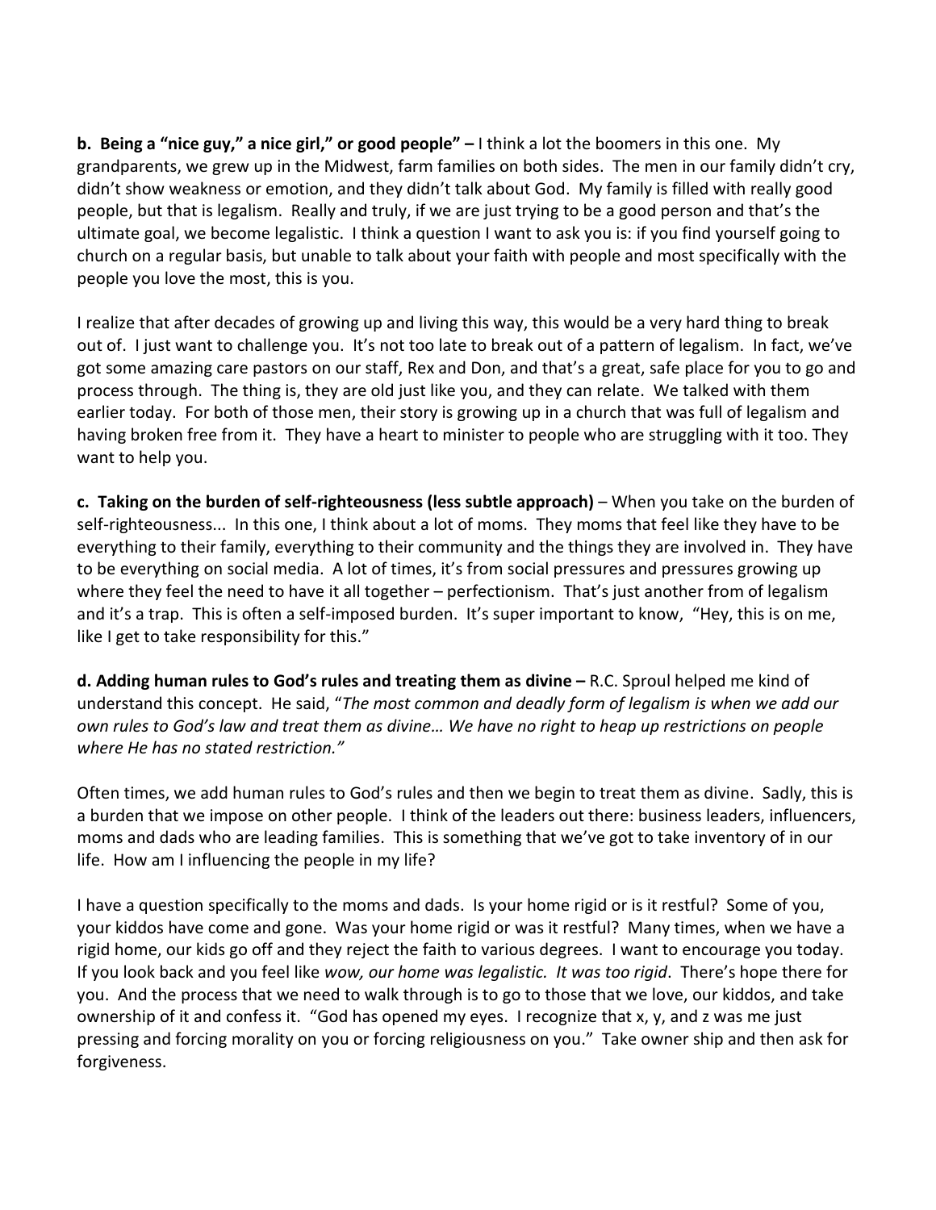**b. Being a "nice guy," a nice girl," or good people" –** I think a lot the boomers in this one. My grandparents, we grew up in the Midwest, farm families on both sides. The men in our family didn't cry, didn't show weakness or emotion, and they didn't talk about God. My family is filled with really good people, but that is legalism. Really and truly, if we are just trying to be a good person and that's the ultimate goal, we become legalistic. I think a question I want to ask you is: if you find yourself going to church on a regular basis, but unable to talk about your faith with people and most specifically with the people you love the most, this is you.

I realize that after decades of growing up and living this way, this would be a very hard thing to break out of. I just want to challenge you. It's not too late to break out of a pattern of legalism. In fact, we've got some amazing care pastors on our staff, Rex and Don, and that's a great, safe place for you to go and process through. The thing is, they are old just like you, and they can relate. We talked with them earlier today. For both of those men, their story is growing up in a church that was full of legalism and having broken free from it. They have a heart to minister to people who are struggling with it too. They want to help you.

**c. Taking on the burden of self-righteousness (less subtle approach)** – When you take on the burden of self-righteousness... In this one, I think about a lot of moms. They moms that feel like they have to be everything to their family, everything to their community and the things they are involved in. They have to be everything on social media. A lot of times, it's from social pressures and pressures growing up where they feel the need to have it all together – perfectionism. That's just another from of legalism and it's a trap. This is often a self-imposed burden. It's super important to know, "Hey, this is on me, like I get to take responsibility for this."

**d. Adding human rules to God's rules and treating them as divine –** R.C. Sproul helped me kind of understand this concept. He said, "*The most common and deadly form of legalism is when we add our own rules to God's law and treat them as divine… We have no right to heap up restrictions on people where He has no stated restriction."*

Often times, we add human rules to God's rules and then we begin to treat them as divine. Sadly, this is a burden that we impose on other people. I think of the leaders out there: business leaders, influencers, moms and dads who are leading families. This is something that we've got to take inventory of in our life. How am I influencing the people in my life?

I have a question specifically to the moms and dads. Is your home rigid or is it restful? Some of you, your kiddos have come and gone. Was your home rigid or was it restful? Many times, when we have a rigid home, our kids go off and they reject the faith to various degrees. I want to encourage you today. If you look back and you feel like *wow, our home was legalistic. It was too rigid*. There's hope there for you. And the process that we need to walk through is to go to those that we love, our kiddos, and take ownership of it and confess it. "God has opened my eyes. I recognize that x, y, and z was me just pressing and forcing morality on you or forcing religiousness on you." Take owner ship and then ask for forgiveness.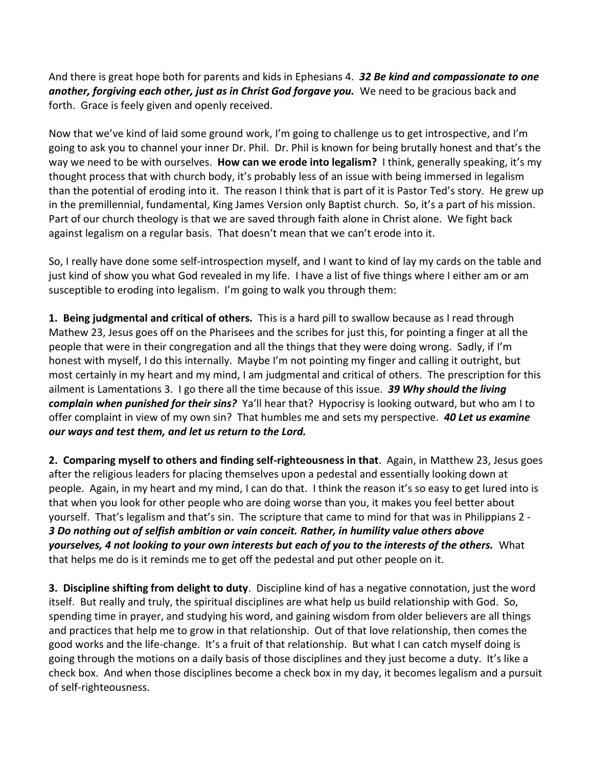And there is great hope both for parents and kids in Ephesians 4. ***32 Be kind and compassionate to one another, forgiving each other, just as in Christ God forgave you.*** We need to be gracious back and forth. Grace is feely given and openly received.

Now that we've kind of laid some ground work, I'm going to challenge us to get introspective, and I'm going to ask you to channel your inner Dr. Phil. Dr. Phil is known for being brutally honest and that's the way we need to be with ourselves. **How can we erode into legalism?** I think, generally speaking, it's my thought process that with church body, it's probably less of an issue with being immersed in legalism than the potential of eroding into it. The reason I think that is part of it is Pastor Ted's story. He grew up in the premillennial, fundamental, King James Version only Baptist church. So, it's a part of his mission. Part of our church theology is that we are saved through faith alone in Christ alone. We fight back against legalism on a regular basis. That doesn't mean that we can't erode into it.

So, I really have done some self-introspection myself, and I want to kind of lay my cards on the table and just kind of show you what God revealed in my life. I have a list of five things where I either am or am susceptible to eroding into legalism. I'm going to walk you through them:

**1. Being judgmental and critical of others.** This is a hard pill to swallow because as I read through Mathew 23, Jesus goes off on the Pharisees and the scribes for just this, for pointing a finger at all the people that were in their congregation and all the things that they were doing wrong. Sadly, if I'm honest with myself, I do this internally. Maybe I'm not pointing my finger and calling it outright, but most certainly in my heart and my mind, I am judgmental and critical of others. The prescription for this ailment is Lamentations 3. I go there all the time because of this issue. ***39 Why should the living complain when punished for their sins?*** Ya'll hear that? Hypocrisy is looking outward, but who am I to offer complaint in view of my own sin? That humbles me and sets my perspective. ***40 Let us examine our ways and test them, and let us return to the Lord.***

**2. Comparing myself to others and finding self-righteousness in that**. Again, in Matthew 23, Jesus goes after the religious leaders for placing themselves upon a pedestal and essentially looking down at people. Again, in my heart and my mind, I can do that. I think the reason it's so easy to get lured into is that when you look for other people who are doing worse than you, it makes you feel better about yourself. That's legalism and that's sin. The scripture that came to mind for that was in Philippians 2 - ***3 Do nothing out of selfish ambition or vain conceit. Rather, in humility value others above yourselves, 4 not looking to your own interests but each of you to the interests of the others.*** What that helps me do is it reminds me to get off the pedestal and put other people on it.

**3. Discipline shifting from delight to duty**. Discipline kind of has a negative connotation, just the word itself. But really and truly, the spiritual disciplines are what help us build relationship with God. So, spending time in prayer, and studying his word, and gaining wisdom from older believers are all things and practices that help me to grow in that relationship. Out of that love relationship, then comes the good works and the life-change. It's a fruit of that relationship. But what I can catch myself doing is going through the motions on a daily basis of those disciplines and they just become a duty. It's like a check box. And when those disciplines become a check box in my day, it becomes legalism and a pursuit of self-righteousness.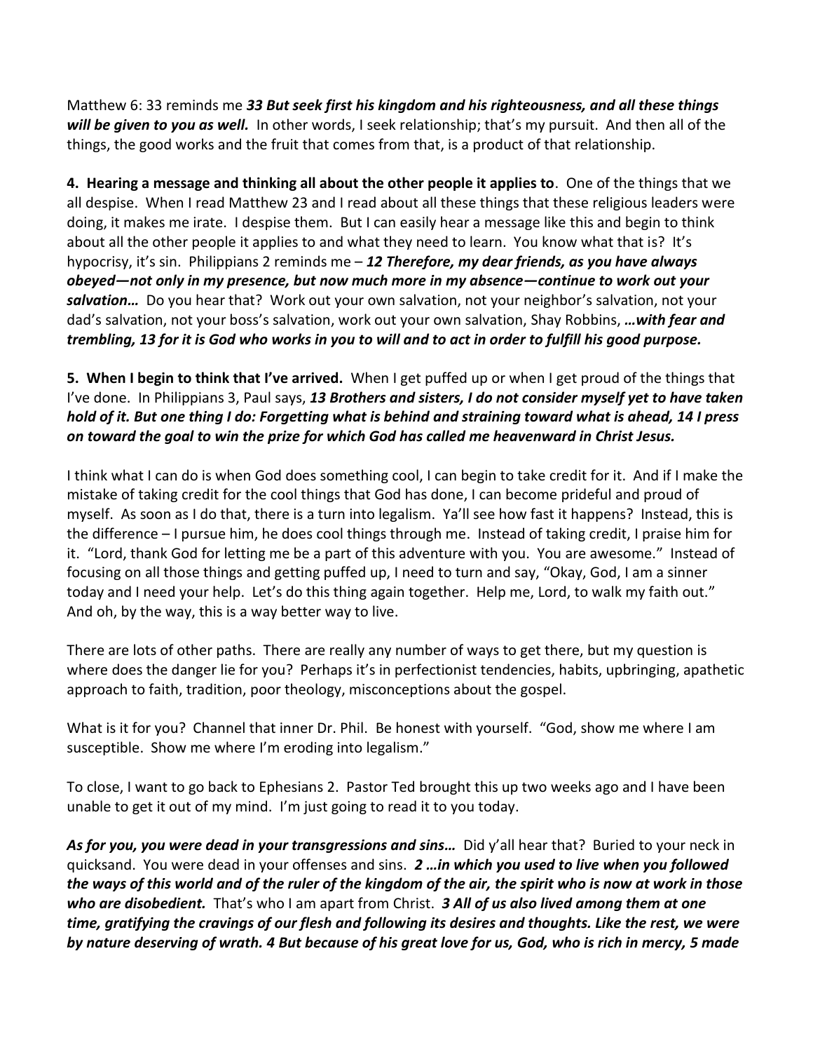Matthew 6: 33 reminds me ***33 But seek first his kingdom and his righteousness, and all these things will be given to you as well.*** In other words, I seek relationship; that's my pursuit. And then all of the things, the good works and the fruit that comes from that, is a product of that relationship.

**4. Hearing a message and thinking all about the other people it applies to**. One of the things that we all despise. When I read Matthew 23 and I read about all these things that these religious leaders were doing, it makes me irate. I despise them. But I can easily hear a message like this and begin to think about all the other people it applies to and what they need to learn. You know what that is? It's hypocrisy, it's sin. Philippians 2 reminds me – ***12 Therefore, my dear friends, as you have always obeyed—not only in my presence, but now much more in my absence—continue to work out your salvation…*** Do you hear that? Work out your own salvation, not your neighbor's salvation, not your dad's salvation, not your boss's salvation, work out your own salvation, Shay Robbins, ***…with fear and trembling, 13 for it is God who works in you to will and to act in order to fulfill his good purpose.***

**5. When I begin to think that I've arrived.** When I get puffed up or when I get proud of the things that I've done. In Philippians 3, Paul says, ***13 Brothers and sisters, I do not consider myself yet to have taken hold of it. But one thing I do: Forgetting what is behind and straining toward what is ahead, 14 I press on toward the goal to win the prize for which God has called me heavenward in Christ Jesus.***

I think what I can do is when God does something cool, I can begin to take credit for it. And if I make the mistake of taking credit for the cool things that God has done, I can become prideful and proud of myself. As soon as I do that, there is a turn into legalism. Ya'll see how fast it happens? Instead, this is the difference – I pursue him, he does cool things through me. Instead of taking credit, I praise him for it. "Lord, thank God for letting me be a part of this adventure with you. You are awesome." Instead of focusing on all those things and getting puffed up, I need to turn and say, "Okay, God, I am a sinner today and I need your help. Let's do this thing again together. Help me, Lord, to walk my faith out." And oh, by the way, this is a way better way to live.

There are lots of other paths. There are really any number of ways to get there, but my question is where does the danger lie for you? Perhaps it's in perfectionist tendencies, habits, upbringing, apathetic approach to faith, tradition, poor theology, misconceptions about the gospel.

What is it for you? Channel that inner Dr. Phil. Be honest with yourself. "God, show me where I am susceptible. Show me where I'm eroding into legalism."

To close, I want to go back to Ephesians 2. Pastor Ted brought this up two weeks ago and I have been unable to get it out of my mind. I'm just going to read it to you today.

***As for you, you were dead in your transgressions and sins…*** Did y'all hear that? Buried to your neck in quicksand. You were dead in your offenses and sins. ***2 …in which you used to live when you followed the ways of this world and of the ruler of the kingdom of the air, the spirit who is now at work in those who are disobedient.*** That's who I am apart from Christ. ***3 All of us also lived among them at one time, gratifying the cravings of our flesh and following its desires and thoughts. Like the rest, we were by nature deserving of wrath. 4 But because of his great love for us, God, who is rich in mercy, 5 made***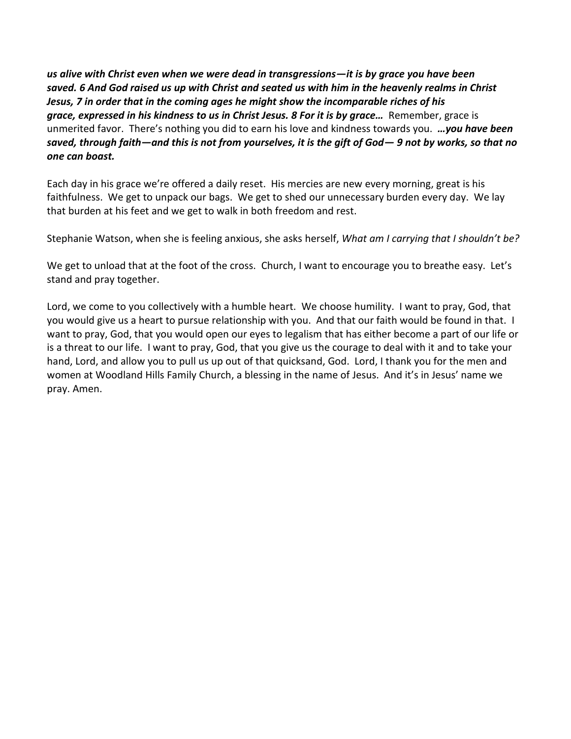***us alive with Christ even when we were dead in transgressions—it is by grace you have been saved. 6 And God raised us up with Christ and seated us with him in the heavenly realms in Christ Jesus, 7 in order that in the coming ages he might show the incomparable riches of his grace, expressed in his kindness to us in Christ Jesus. 8 For it is by grace…*** Remember, grace is unmerited favor. There's nothing you did to earn his love and kindness towards you. ***…you have been saved, through faith—and this is not from yourselves, it is the gift of God— 9 not by works, so that no one can boast.***

Each day in his grace we're offered a daily reset. His mercies are new every morning, great is his faithfulness. We get to unpack our bags. We get to shed our unnecessary burden every day. We lay that burden at his feet and we get to walk in both freedom and rest.

Stephanie Watson, when she is feeling anxious, she asks herself, *What am I carrying that I shouldn't be?*

We get to unload that at the foot of the cross. Church, I want to encourage you to breathe easy. Let's stand and pray together.

Lord, we come to you collectively with a humble heart. We choose humility. I want to pray, God, that you would give us a heart to pursue relationship with you. And that our faith would be found in that. I want to pray, God, that you would open our eyes to legalism that has either become a part of our life or is a threat to our life. I want to pray, God, that you give us the courage to deal with it and to take your hand, Lord, and allow you to pull us up out of that quicksand, God. Lord, I thank you for the men and women at Woodland Hills Family Church, a blessing in the name of Jesus. And it's in Jesus' name we pray. Amen.